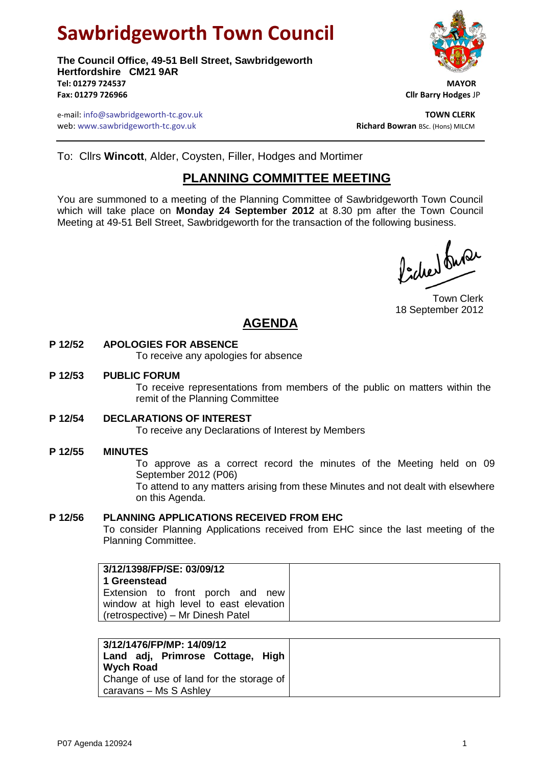# Sawbridgeworth Town Council

**The Council Office, 49-51 Bell Street, Sawbridgeworth**
**Hertfordshire CM21 9AR**
**Tel: 01279 724537**
**Fax: 01279 726966**

e-mail: info@sawbridgeworth-tc.gov.uk
web: www.sawbridgeworth-tc.gov.uk

**MAYOR**
**Cllr Barry Hodges** JP

**TOWN CLERK**
**Richard Bowran** BSc. (Hons) MILCM

To: Cllrs **Wincott**, Alder, Coysten, Filler, Hodges and Mortimer

## PLANNING COMMITTEE MEETING

You are summoned to a meeting of the Planning Committee of Sawbridgeworth Town Council which will take place on **Monday 24 September 2012** at 8.30 pm after the Town Council Meeting at 49-51 Bell Street, Sawbridgeworth for the transaction of the following business.

Town Clerk
18 September 2012

## AGENDA

**P 12/52 APOLOGIES FOR ABSENCE**
To receive any apologies for absence

**P 12/53 PUBLIC FORUM**
To receive representations from members of the public on matters within the remit of the Planning Committee

**P 12/54 DECLARATIONS OF INTEREST**
To receive any Declarations of Interest by Members

**P 12/55 MINUTES**
To approve as a correct record the minutes of the Meeting held on 09 September 2012 (P06)
To attend to any matters arising from these Minutes and not dealt with elsewhere on this Agenda.

**P 12/56 PLANNING APPLICATIONS RECEIVED FROM EHC**
To consider Planning Applications received from EHC since the last meeting of the Planning Committee.

| Application | |
|---|---|
| **3/12/1398/FP/SE: 03/09/12**<br>**1 Greenstead**<br>Extension to front porch and new window at high level to east elevation (retrospective) – Mr Dinesh Patel | |

| Application | |
|---|---|
| **3/12/1476/FP/MP: 14/09/12**<br>**Land adj, Primrose Cottage, High Wych Road**<br>Change of use of land for the storage of caravans – Ms S Ashley | |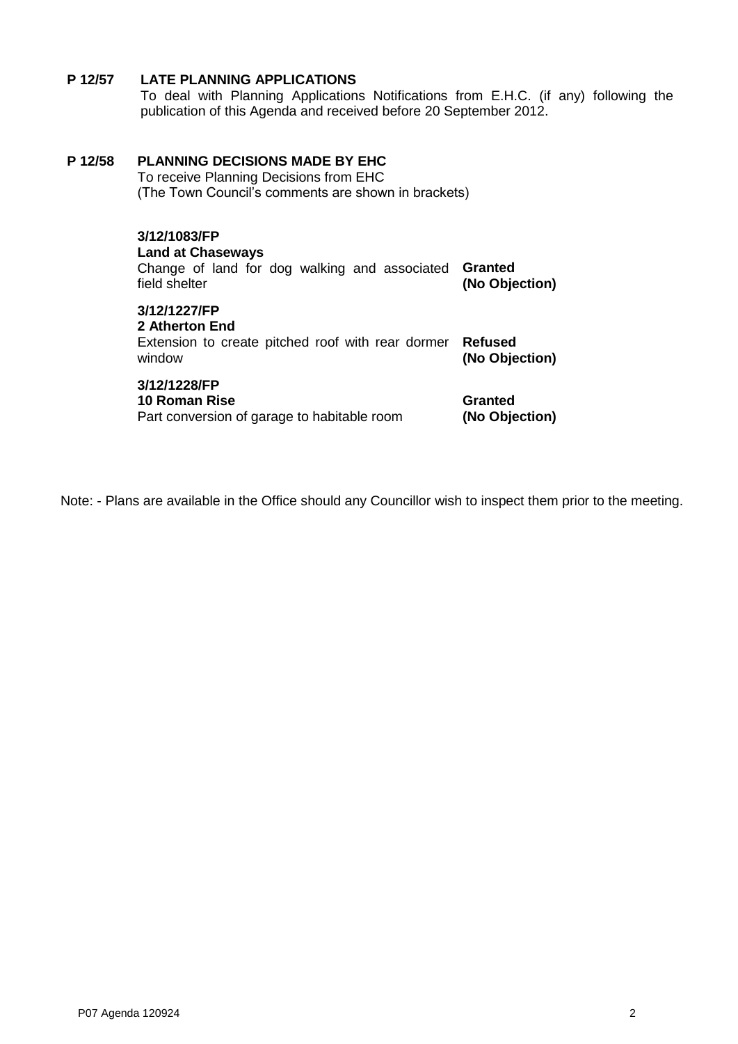**P 12/57 LATE PLANNING APPLICATIONS**

To deal with Planning Applications Notifications from E.H.C. (if any) following the publication of this Agenda and received before 20 September 2012.

**P 12/58 PLANNING DECISIONS MADE BY EHC**

To receive Planning Decisions from EHC
(The Town Council's comments are shown in brackets)

**3/12/1083/FP**
**Land at Chaseways**
Change of land for dog walking and associated field shelter — **Granted (No Objection)**

**3/12/1227/FP**
**2 Atherton End**
Extension to create pitched roof with rear dormer window — **Refused (No Objection)**

**3/12/1228/FP**
**10 Roman Rise**
Part conversion of garage to habitable room — **Granted (No Objection)**

Note: - Plans are available in the Office should any Councillor wish to inspect them prior to the meeting.